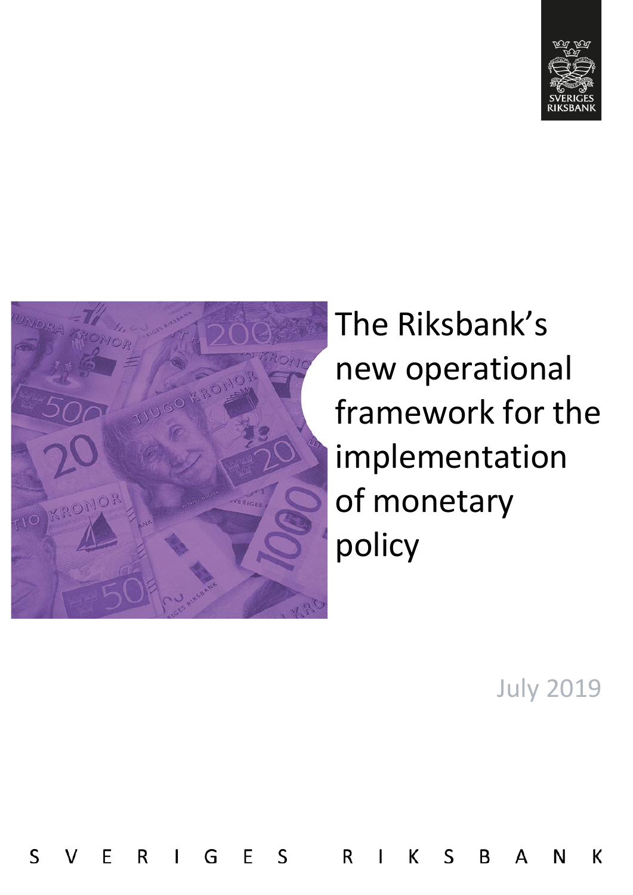# The Riksbank's new operational framework for the implementation of monetary policy

July 2019

SVERIGES RIKSBANK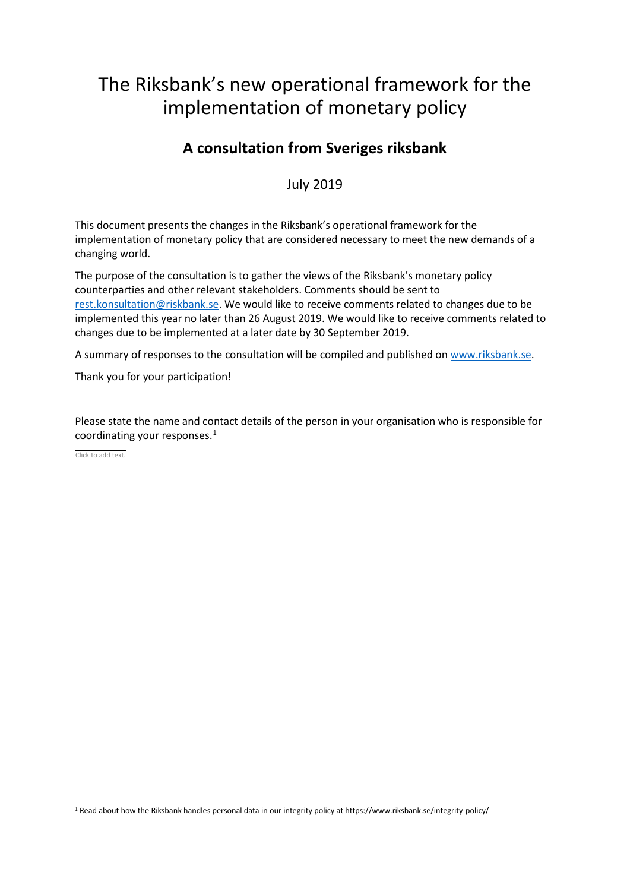# The Riksbank's new operational framework for the implementation of monetary policy

## A consultation from Sveriges riksbank

July 2019

This document presents the changes in the Riksbank's operational framework for the implementation of monetary policy that are considered necessary to meet the new demands of a changing world.

The purpose of the consultation is to gather the views of the Riksbank's monetary policy counterparties and other relevant stakeholders. Comments should be sent to [rest.konsultation@riskbank.se](mailto:rest.konsultation@riskbank.se). We would like to receive comments related to changes due to be implemented this year no later than 26 August 2019. We would like to receive comments related to changes due to be implemented at a later date by 30 September 2019.

A summary of responses to the consultation will be compiled and published on [www.riksbank.se](http://www.riksbank.se).

Thank you for your participation!

Please state the name and contact details of the person in your organisation who is responsible for coordinating your responses.[1]

Click to add text.

[1] Read about how the Riksbank handles personal data in our integrity policy at https://www.riksbank.se/integrity-policy/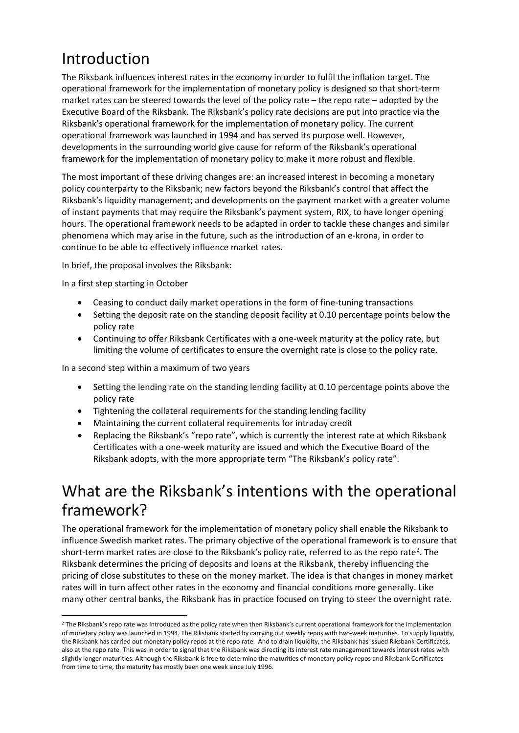# Introduction

The Riksbank influences interest rates in the economy in order to fulfil the inflation target. The operational framework for the implementation of monetary policy is designed so that short-term market rates can be steered towards the level of the policy rate – the repo rate – adopted by the Executive Board of the Riksbank. The Riksbank's policy rate decisions are put into practice via the Riksbank's operational framework for the implementation of monetary policy. The current operational framework was launched in 1994 and has served its purpose well. However, developments in the surrounding world give cause for reform of the Riksbank's operational framework for the implementation of monetary policy to make it more robust and flexible.

The most important of these driving changes are: an increased interest in becoming a monetary policy counterparty to the Riksbank; new factors beyond the Riksbank's control that affect the Riksbank's liquidity management; and developments on the payment market with a greater volume of instant payments that may require the Riksbank's payment system, RIX, to have longer opening hours. The operational framework needs to be adapted in order to tackle these changes and similar phenomena which may arise in the future, such as the introduction of an e-krona, in order to continue to be able to effectively influence market rates.

In brief, the proposal involves the Riksbank:

In a first step starting in October

- Ceasing to conduct daily market operations in the form of fine-tuning transactions
- Setting the deposit rate on the standing deposit facility at 0.10 percentage points below the policy rate
- Continuing to offer Riksbank Certificates with a one-week maturity at the policy rate, but limiting the volume of certificates to ensure the overnight rate is close to the policy rate.

In a second step within a maximum of two years

- Setting the lending rate on the standing lending facility at 0.10 percentage points above the policy rate
- Tightening the collateral requirements for the standing lending facility
- Maintaining the current collateral requirements for intraday credit
- Replacing the Riksbank's "repo rate", which is currently the interest rate at which Riksbank Certificates with a one-week maturity are issued and which the Executive Board of the Riksbank adopts, with the more appropriate term "The Riksbank's policy rate".

# What are the Riksbank's intentions with the operational framework?

The operational framework for the implementation of monetary policy shall enable the Riksbank to influence Swedish market rates. The primary objective of the operational framework is to ensure that short-term market rates are close to the Riksbank's policy rate, referred to as the repo rate[2]. The Riksbank determines the pricing of deposits and loans at the Riksbank, thereby influencing the pricing of close substitutes to these on the money market. The idea is that changes in money market rates will in turn affect other rates in the economy and financial conditions more generally. Like many other central banks, the Riksbank has in practice focused on trying to steer the overnight rate.

[2] The Riksbank's repo rate was introduced as the policy rate when then Riksbank's current operational framework for the implementation of monetary policy was launched in 1994. The Riksbank started by carrying out weekly repos with two-week maturities. To supply liquidity, the Riksbank has carried out monetary policy repos at the repo rate. And to drain liquidity, the Riksbank has issued Riksbank Certificates, also at the repo rate. This was in order to signal that the Riksbank was directing its interest rate management towards interest rates with slightly longer maturities. Although the Riksbank is free to determine the maturities of monetary policy repos and Riksbank Certificates from time to time, the maturity has mostly been one week since July 1996.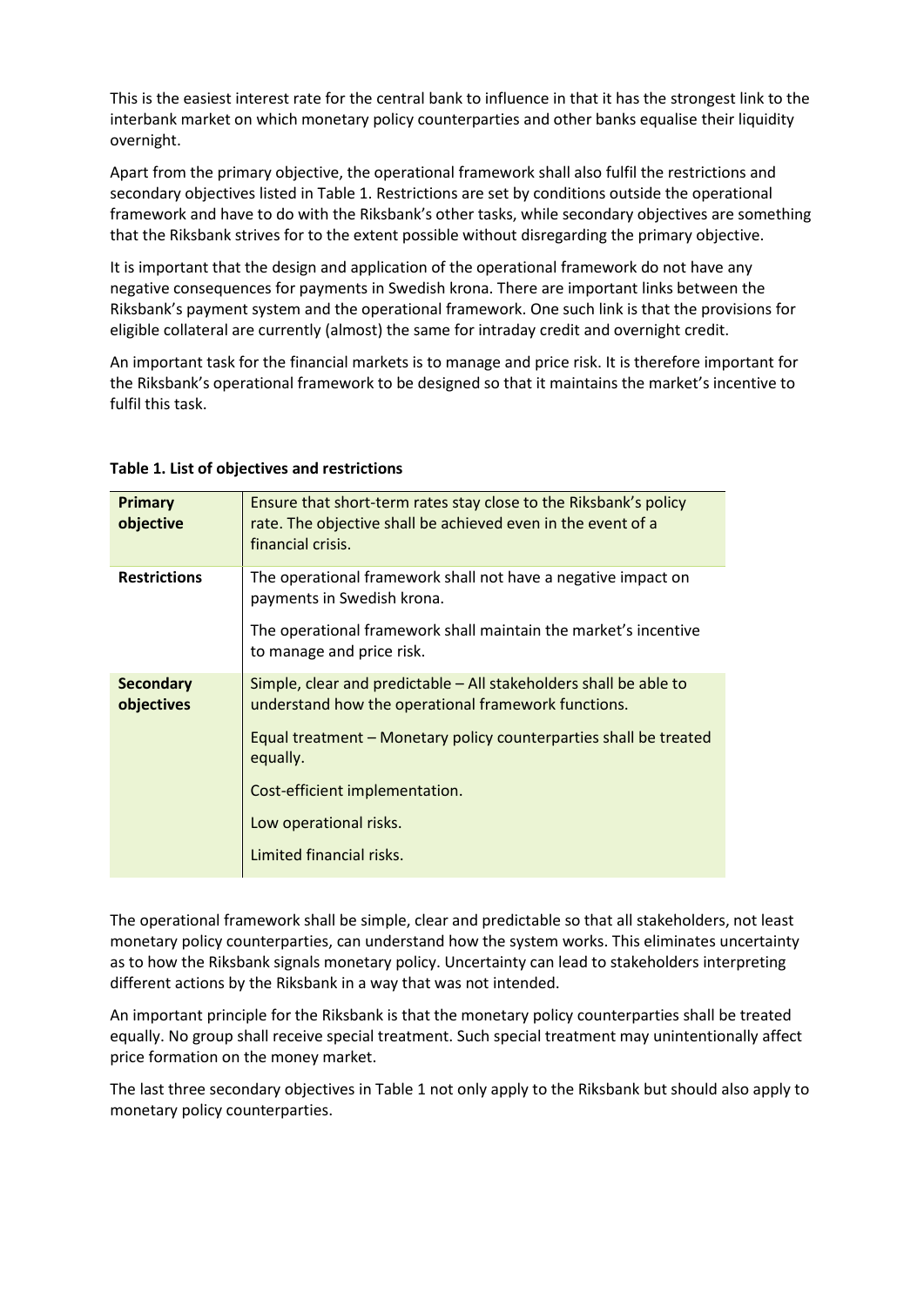This is the easiest interest rate for the central bank to influence in that it has the strongest link to the interbank market on which monetary policy counterparties and other banks equalise their liquidity overnight.

Apart from the primary objective, the operational framework shall also fulfil the restrictions and secondary objectives listed in Table 1. Restrictions are set by conditions outside the operational framework and have to do with the Riksbank's other tasks, while secondary objectives are something that the Riksbank strives for to the extent possible without disregarding the primary objective.

It is important that the design and application of the operational framework do not have any negative consequences for payments in Swedish krona. There are important links between the Riksbank's payment system and the operational framework. One such link is that the provisions for eligible collateral are currently (almost) the same for intraday credit and overnight credit.

An important task for the financial markets is to manage and price risk. It is therefore important for the Riksbank's operational framework to be designed so that it maintains the market's incentive to fulfil this task.

**Table 1. List of objectives and restrictions**

| | |
|---|---|
| **Primary objective** | Ensure that short-term rates stay close to the Riksbank's policy rate. The objective shall be achieved even in the event of a financial crisis. |
| **Restrictions** | The operational framework shall not have a negative impact on payments in Swedish krona.<br><br>The operational framework shall maintain the market's incentive to manage and price risk. |
| **Secondary objectives** | Simple, clear and predictable – All stakeholders shall be able to understand how the operational framework functions.<br><br>Equal treatment – Monetary policy counterparties shall be treated equally.<br><br>Cost-efficient implementation.<br><br>Low operational risks.<br><br>Limited financial risks. |

The operational framework shall be simple, clear and predictable so that all stakeholders, not least monetary policy counterparties, can understand how the system works. This eliminates uncertainty as to how the Riksbank signals monetary policy. Uncertainty can lead to stakeholders interpreting different actions by the Riksbank in a way that was not intended.

An important principle for the Riksbank is that the monetary policy counterparties shall be treated equally. No group shall receive special treatment. Such special treatment may unintentionally affect price formation on the money market.

The last three secondary objectives in Table 1 not only apply to the Riksbank but should also apply to monetary policy counterparties.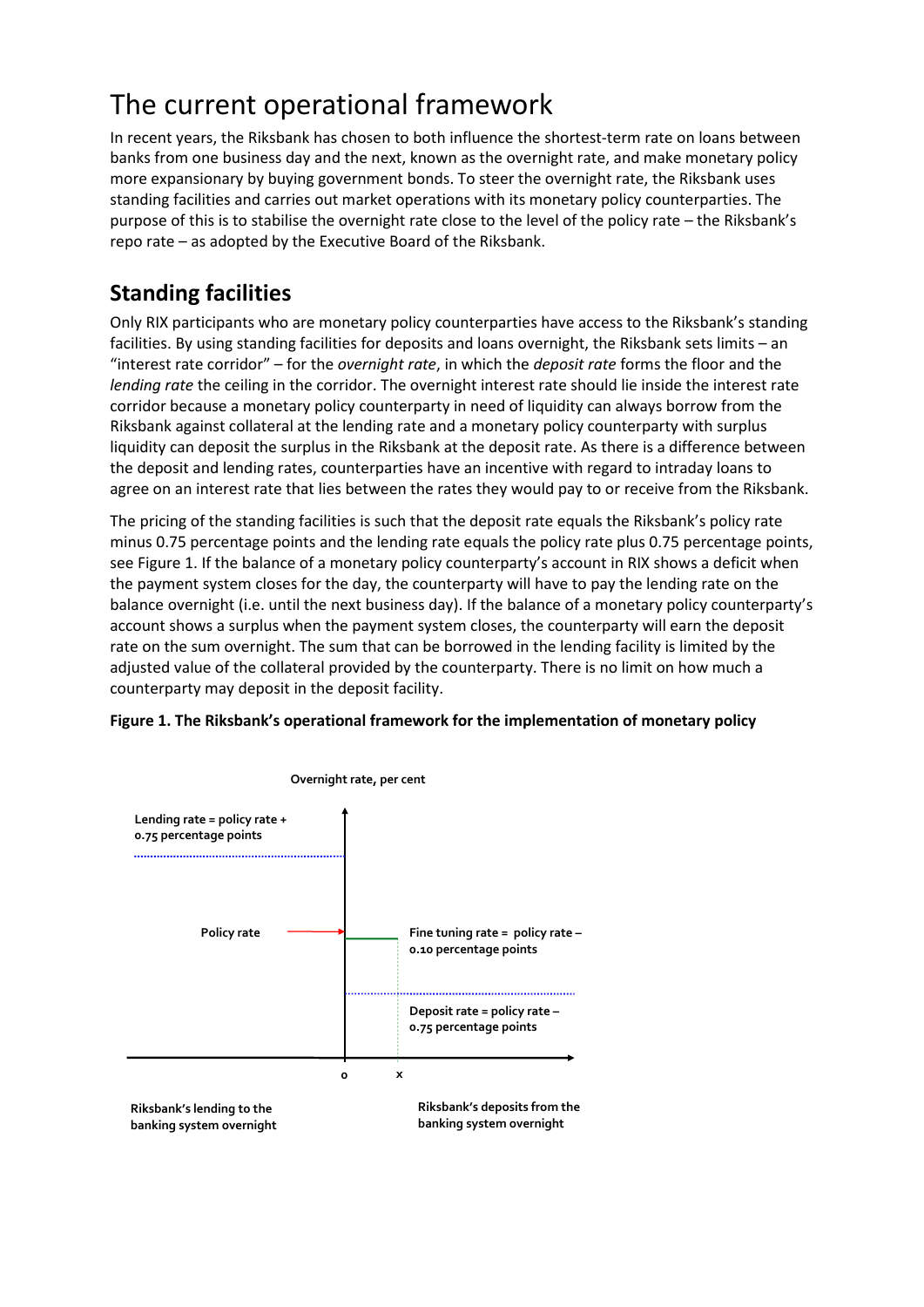# The current operational framework

In recent years, the Riksbank has chosen to both influence the shortest-term rate on loans between banks from one business day and the next, known as the overnight rate, and make monetary policy more expansionary by buying government bonds. To steer the overnight rate, the Riksbank uses standing facilities and carries out market operations with its monetary policy counterparties. The purpose of this is to stabilise the overnight rate close to the level of the policy rate – the Riksbank's repo rate – as adopted by the Executive Board of the Riksbank.

## Standing facilities

Only RIX participants who are monetary policy counterparties have access to the Riksbank's standing facilities. By using standing facilities for deposits and loans overnight, the Riksbank sets limits – an "interest rate corridor" – for the *overnight rate*, in which the *deposit rate* forms the floor and the *lending rate* the ceiling in the corridor. The overnight interest rate should lie inside the interest rate corridor because a monetary policy counterparty in need of liquidity can always borrow from the Riksbank against collateral at the lending rate and a monetary policy counterparty with surplus liquidity can deposit the surplus in the Riksbank at the deposit rate. As there is a difference between the deposit and lending rates, counterparties have an incentive with regard to intraday loans to agree on an interest rate that lies between the rates they would pay to or receive from the Riksbank.

The pricing of the standing facilities is such that the deposit rate equals the Riksbank's policy rate minus 0.75 percentage points and the lending rate equals the policy rate plus 0.75 percentage points, see Figure 1. If the balance of a monetary policy counterparty's account in RIX shows a deficit when the payment system closes for the day, the counterparty will have to pay the lending rate on the balance overnight (i.e. until the next business day). If the balance of a monetary policy counterparty's account shows a surplus when the payment system closes, the counterparty will earn the deposit rate on the sum overnight. The sum that can be borrowed in the lending facility is limited by the adjusted value of the collateral provided by the counterparty. There is no limit on how much a counterparty may deposit in the deposit facility.

**Figure 1. The Riksbank's operational framework for the implementation of monetary policy**

Overnight rate, per cent

Lending rate = policy rate + 0.75 percentage points

Policy rate

Fine tuning rate = policy rate – 0.10 percentage points

Deposit rate = policy rate – 0.75 percentage points

0 x

Riksbank's lending to the banking system overnight

Riksbank's deposits from the banking system overnight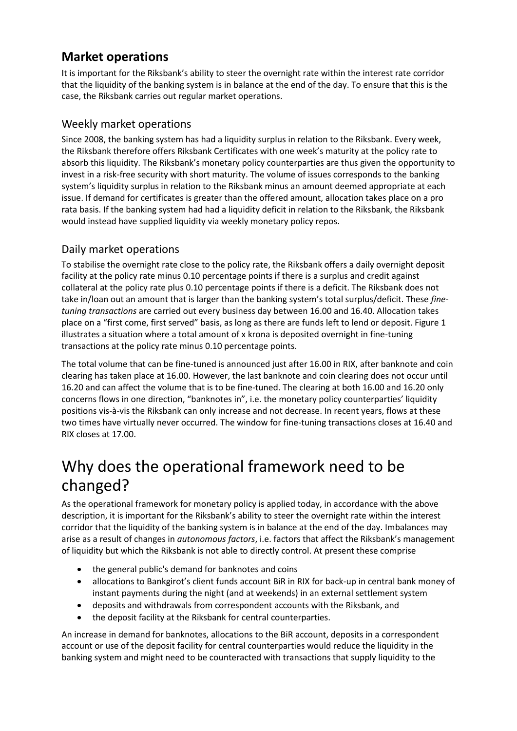## Market operations

It is important for the Riksbank's ability to steer the overnight rate within the interest rate corridor that the liquidity of the banking system is in balance at the end of the day. To ensure that this is the case, the Riksbank carries out regular market operations.

### Weekly market operations

Since 2008, the banking system has had a liquidity surplus in relation to the Riksbank. Every week, the Riksbank therefore offers Riksbank Certificates with one week's maturity at the policy rate to absorb this liquidity. The Riksbank's monetary policy counterparties are thus given the opportunity to invest in a risk-free security with short maturity. The volume of issues corresponds to the banking system's liquidity surplus in relation to the Riksbank minus an amount deemed appropriate at each issue. If demand for certificates is greater than the offered amount, allocation takes place on a pro rata basis. If the banking system had had a liquidity deficit in relation to the Riksbank, the Riksbank would instead have supplied liquidity via weekly monetary policy repos.

### Daily market operations

To stabilise the overnight rate close to the policy rate, the Riksbank offers a daily overnight deposit facility at the policy rate minus 0.10 percentage points if there is a surplus and credit against collateral at the policy rate plus 0.10 percentage points if there is a deficit. The Riksbank does not take in/loan out an amount that is larger than the banking system's total surplus/deficit. These *fine-tuning transactions* are carried out every business day between 16.00 and 16.40. Allocation takes place on a "first come, first served" basis, as long as there are funds left to lend or deposit. Figure 1 illustrates a situation where a total amount of x krona is deposited overnight in fine-tuning transactions at the policy rate minus 0.10 percentage points.

The total volume that can be fine-tuned is announced just after 16.00 in RIX, after banknote and coin clearing has taken place at 16.00. However, the last banknote and coin clearing does not occur until 16.20 and can affect the volume that is to be fine-tuned. The clearing at both 16.00 and 16.20 only concerns flows in one direction, "banknotes in", i.e. the monetary policy counterparties' liquidity positions vis-à-vis the Riksbank can only increase and not decrease. In recent years, flows at these two times have virtually never occurred. The window for fine-tuning transactions closes at 16.40 and RIX closes at 17.00.

# Why does the operational framework need to be changed?

As the operational framework for monetary policy is applied today, in accordance with the above description, it is important for the Riksbank's ability to steer the overnight rate within the interest corridor that the liquidity of the banking system is in balance at the end of the day. Imbalances may arise as a result of changes in *autonomous factors*, i.e. factors that affect the Riksbank's management of liquidity but which the Riksbank is not able to directly control. At present these comprise

- the general public's demand for banknotes and coins
- allocations to Bankgirot's client funds account BiR in RIX for back-up in central bank money of instant payments during the night (and at weekends) in an external settlement system
- deposits and withdrawals from correspondent accounts with the Riksbank, and
- the deposit facility at the Riksbank for central counterparties.

An increase in demand for banknotes, allocations to the BiR account, deposits in a correspondent account or use of the deposit facility for central counterparties would reduce the liquidity in the banking system and might need to be counteracted with transactions that supply liquidity to the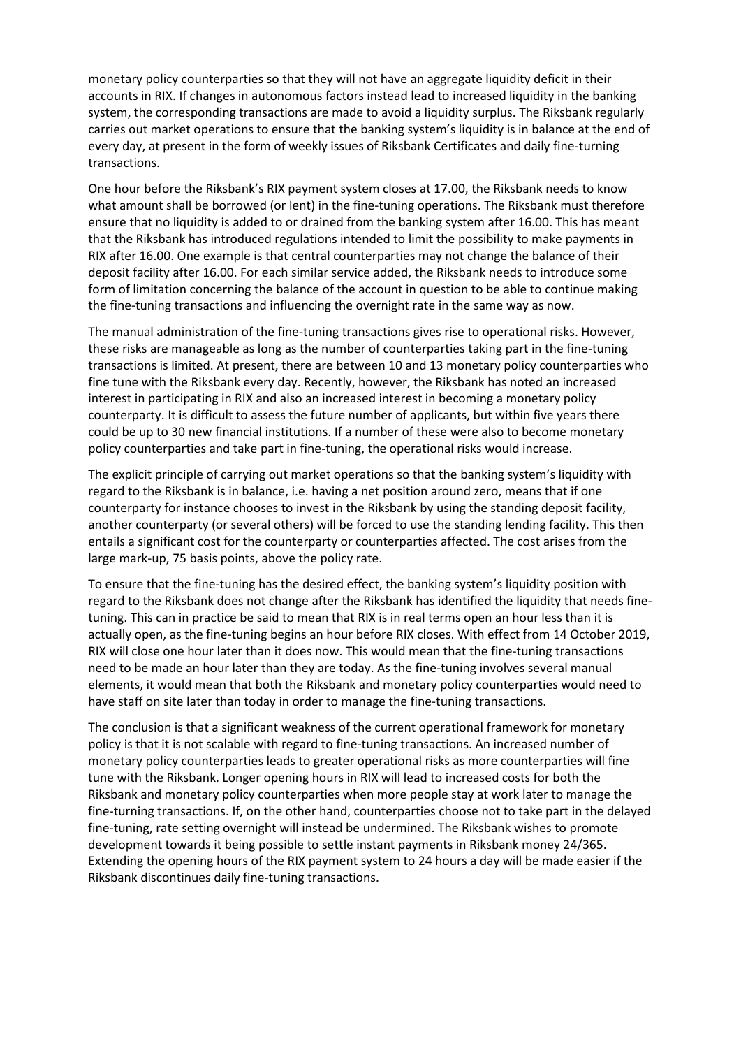monetary policy counterparties so that they will not have an aggregate liquidity deficit in their accounts in RIX. If changes in autonomous factors instead lead to increased liquidity in the banking system, the corresponding transactions are made to avoid a liquidity surplus. The Riksbank regularly carries out market operations to ensure that the banking system's liquidity is in balance at the end of every day, at present in the form of weekly issues of Riksbank Certificates and daily fine-turning transactions.

One hour before the Riksbank's RIX payment system closes at 17.00, the Riksbank needs to know what amount shall be borrowed (or lent) in the fine-tuning operations. The Riksbank must therefore ensure that no liquidity is added to or drained from the banking system after 16.00. This has meant that the Riksbank has introduced regulations intended to limit the possibility to make payments in RIX after 16.00. One example is that central counterparties may not change the balance of their deposit facility after 16.00. For each similar service added, the Riksbank needs to introduce some form of limitation concerning the balance of the account in question to be able to continue making the fine-tuning transactions and influencing the overnight rate in the same way as now.

The manual administration of the fine-tuning transactions gives rise to operational risks. However, these risks are manageable as long as the number of counterparties taking part in the fine-tuning transactions is limited. At present, there are between 10 and 13 monetary policy counterparties who fine tune with the Riksbank every day. Recently, however, the Riksbank has noted an increased interest in participating in RIX and also an increased interest in becoming a monetary policy counterparty. It is difficult to assess the future number of applicants, but within five years there could be up to 30 new financial institutions. If a number of these were also to become monetary policy counterparties and take part in fine-tuning, the operational risks would increase.

The explicit principle of carrying out market operations so that the banking system's liquidity with regard to the Riksbank is in balance, i.e. having a net position around zero, means that if one counterparty for instance chooses to invest in the Riksbank by using the standing deposit facility, another counterparty (or several others) will be forced to use the standing lending facility. This then entails a significant cost for the counterparty or counterparties affected. The cost arises from the large mark-up, 75 basis points, above the policy rate.

To ensure that the fine-tuning has the desired effect, the banking system's liquidity position with regard to the Riksbank does not change after the Riksbank has identified the liquidity that needs fine-tuning. This can in practice be said to mean that RIX is in real terms open an hour less than it is actually open, as the fine-tuning begins an hour before RIX closes. With effect from 14 October 2019, RIX will close one hour later than it does now. This would mean that the fine-tuning transactions need to be made an hour later than they are today. As the fine-tuning involves several manual elements, it would mean that both the Riksbank and monetary policy counterparties would need to have staff on site later than today in order to manage the fine-tuning transactions.

The conclusion is that a significant weakness of the current operational framework for monetary policy is that it is not scalable with regard to fine-tuning transactions. An increased number of monetary policy counterparties leads to greater operational risks as more counterparties will fine tune with the Riksbank. Longer opening hours in RIX will lead to increased costs for both the Riksbank and monetary policy counterparties when more people stay at work later to manage the fine-turning transactions. If, on the other hand, counterparties choose not to take part in the delayed fine-tuning, rate setting overnight will instead be undermined. The Riksbank wishes to promote development towards it being possible to settle instant payments in Riksbank money 24/365. Extending the opening hours of the RIX payment system to 24 hours a day will be made easier if the Riksbank discontinues daily fine-tuning transactions.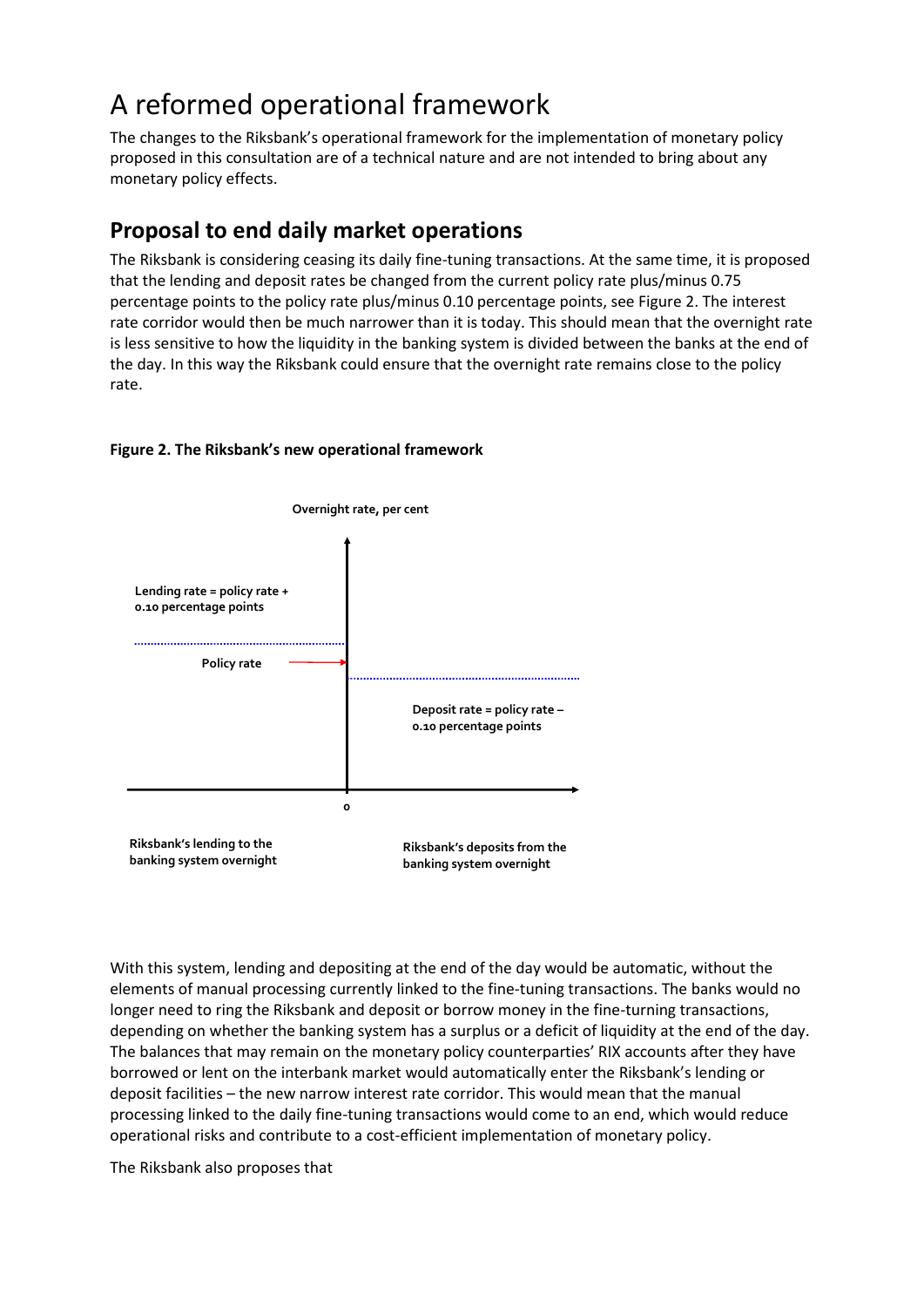# A reformed operational framework

The changes to the Riksbank's operational framework for the implementation of monetary policy proposed in this consultation are of a technical nature and are not intended to bring about any monetary policy effects.

## Proposal to end daily market operations

The Riksbank is considering ceasing its daily fine-tuning transactions. At the same time, it is proposed that the lending and deposit rates be changed from the current policy rate plus/minus 0.75 percentage points to the policy rate plus/minus 0.10 percentage points, see Figure 2. The interest rate corridor would then be much narrower than it is today. This should mean that the overnight rate is less sensitive to how the liquidity in the banking system is divided between the banks at the end of the day. In this way the Riksbank could ensure that the overnight rate remains close to the policy rate.

**Figure 2. The Riksbank's new operational framework**

Overnight rate, per cent

Lending rate = policy rate + 0.10 percentage points

Policy rate

Deposit rate = policy rate – 0.10 percentage points

0

Riksbank's lending to the banking system overnight

Riksbank's deposits from the banking system overnight

With this system, lending and depositing at the end of the day would be automatic, without the elements of manual processing currently linked to the fine-tuning transactions. The banks would no longer need to ring the Riksbank and deposit or borrow money in the fine-turning transactions, depending on whether the banking system has a surplus or a deficit of liquidity at the end of the day. The balances that may remain on the monetary policy counterparties' RIX accounts after they have borrowed or lent on the interbank market would automatically enter the Riksbank's lending or deposit facilities – the new narrow interest rate corridor. This would mean that the manual processing linked to the daily fine-tuning transactions would come to an end, which would reduce operational risks and contribute to a cost-efficient implementation of monetary policy.

The Riksbank also proposes that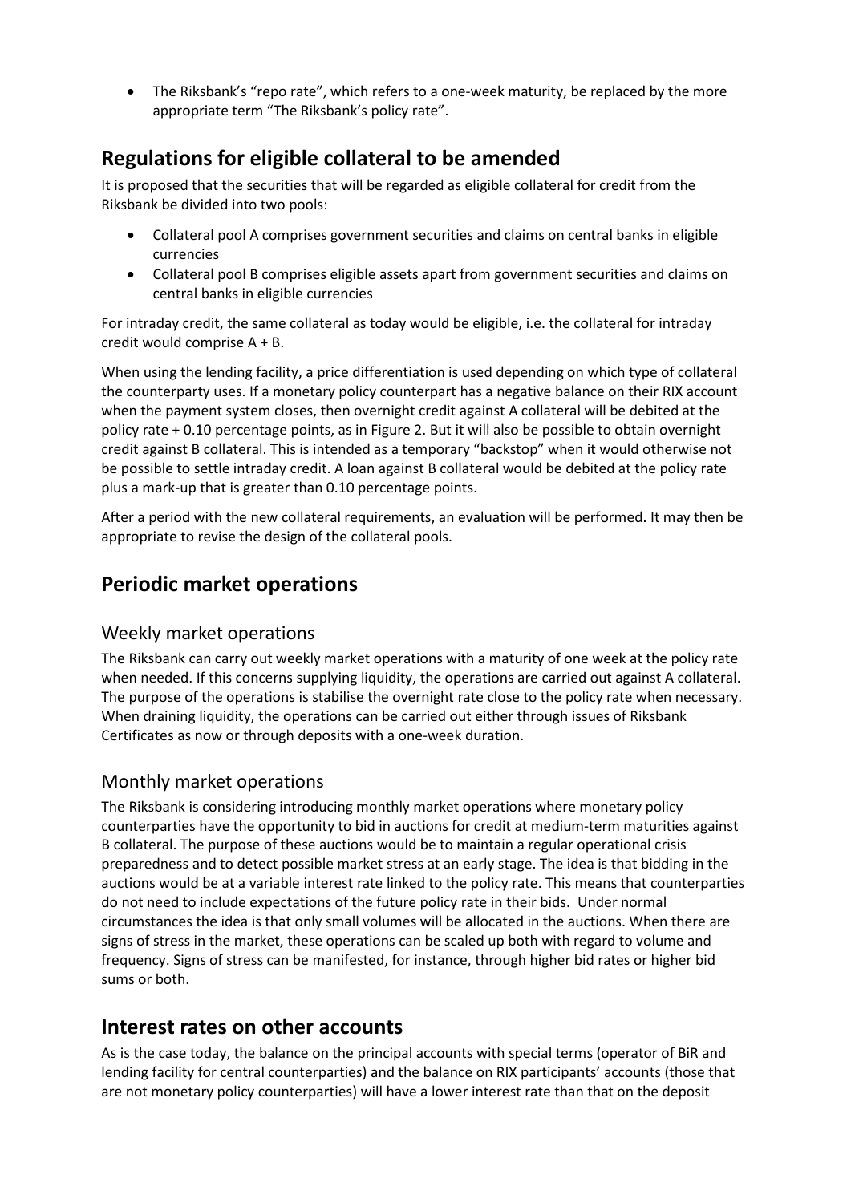- The Riksbank's "repo rate", which refers to a one-week maturity, be replaced by the more appropriate term "The Riksbank's policy rate".

## Regulations for eligible collateral to be amended

It is proposed that the securities that will be regarded as eligible collateral for credit from the Riksbank be divided into two pools:

- Collateral pool A comprises government securities and claims on central banks in eligible currencies
- Collateral pool B comprises eligible assets apart from government securities and claims on central banks in eligible currencies

For intraday credit, the same collateral as today would be eligible, i.e. the collateral for intraday credit would comprise A + B.

When using the lending facility, a price differentiation is used depending on which type of collateral the counterparty uses. If a monetary policy counterpart has a negative balance on their RIX account when the payment system closes, then overnight credit against A collateral will be debited at the policy rate + 0.10 percentage points, as in Figure 2. But it will also be possible to obtain overnight credit against B collateral. This is intended as a temporary "backstop" when it would otherwise not be possible to settle intraday credit. A loan against B collateral would be debited at the policy rate plus a mark-up that is greater than 0.10 percentage points.

After a period with the new collateral requirements, an evaluation will be performed. It may then be appropriate to revise the design of the collateral pools.

## Periodic market operations

### Weekly market operations

The Riksbank can carry out weekly market operations with a maturity of one week at the policy rate when needed. If this concerns supplying liquidity, the operations are carried out against A collateral. The purpose of the operations is stabilise the overnight rate close to the policy rate when necessary. When draining liquidity, the operations can be carried out either through issues of Riksbank Certificates as now or through deposits with a one-week duration.

### Monthly market operations

The Riksbank is considering introducing monthly market operations where monetary policy counterparties have the opportunity to bid in auctions for credit at medium-term maturities against B collateral. The purpose of these auctions would be to maintain a regular operational crisis preparedness and to detect possible market stress at an early stage. The idea is that bidding in the auctions would be at a variable interest rate linked to the policy rate. This means that counterparties do not need to include expectations of the future policy rate in their bids. Under normal circumstances the idea is that only small volumes will be allocated in the auctions. When there are signs of stress in the market, these operations can be scaled up both with regard to volume and frequency. Signs of stress can be manifested, for instance, through higher bid rates or higher bid sums or both.

## Interest rates on other accounts

As is the case today, the balance on the principal accounts with special terms (operator of BiR and lending facility for central counterparties) and the balance on RIX participants' accounts (those that are not monetary policy counterparties) will have a lower interest rate than that on the deposit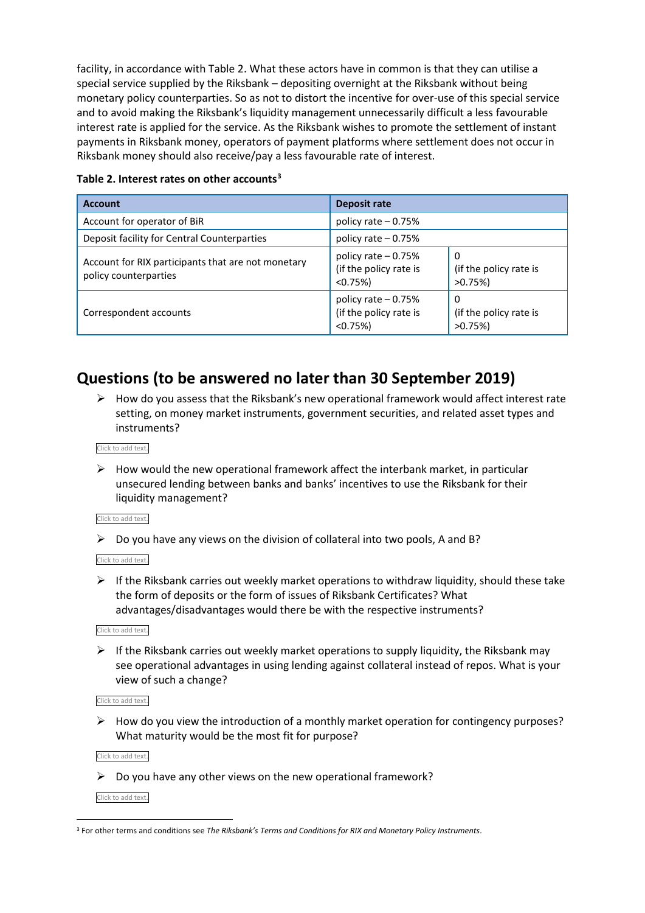facility, in accordance with Table 2. What these actors have in common is that they can utilise a special service supplied by the Riksbank – depositing overnight at the Riksbank without being monetary policy counterparties. So as not to distort the incentive for over-use of this special service and to avoid making the Riksbank's liquidity management unnecessarily difficult a less favourable interest rate is applied for the service. As the Riksbank wishes to promote the settlement of instant payments in Riksbank money, operators of payment platforms where settlement does not occur in Riksbank money should also receive/pay a less favourable rate of interest.

**Table 2. Interest rates on other accounts[3]**

| Account | Deposit rate | |
|---|---|---|
| Account for operator of BiR | policy rate – 0.75% | |
| Deposit facility for Central Counterparties | policy rate – 0.75% | |
| Account for RIX participants that are not monetary policy counterparties | policy rate – 0.75% (if the policy rate is <0.75%) | 0 (if the policy rate is >0.75%) |
| Correspondent accounts | policy rate – 0.75% (if the policy rate is <0.75%) | 0 (if the policy rate is >0.75%) |

## Questions (to be answered no later than 30 September 2019)

- How do you assess that the Riksbank's new operational framework would affect interest rate setting, on money market instruments, government securities, and related asset types and instruments?

Click to add text.

- How would the new operational framework affect the interbank market, in particular unsecured lending between banks and banks' incentives to use the Riksbank for their liquidity management?

Click to add text.

- Do you have any views on the division of collateral into two pools, A and B?

Click to add text.

- If the Riksbank carries out weekly market operations to withdraw liquidity, should these take the form of deposits or the form of issues of Riksbank Certificates? What advantages/disadvantages would there be with the respective instruments?

Click to add text.

- If the Riksbank carries out weekly market operations to supply liquidity, the Riksbank may see operational advantages in using lending against collateral instead of repos. What is your view of such a change?

Click to add text.

- How do you view the introduction of a monthly market operation for contingency purposes? What maturity would be the most fit for purpose?

Click to add text.

- Do you have any other views on the new operational framework?

Click to add text.

[3] For other terms and conditions see *The Riksbank's Terms and Conditions for RIX and Monetary Policy Instruments*.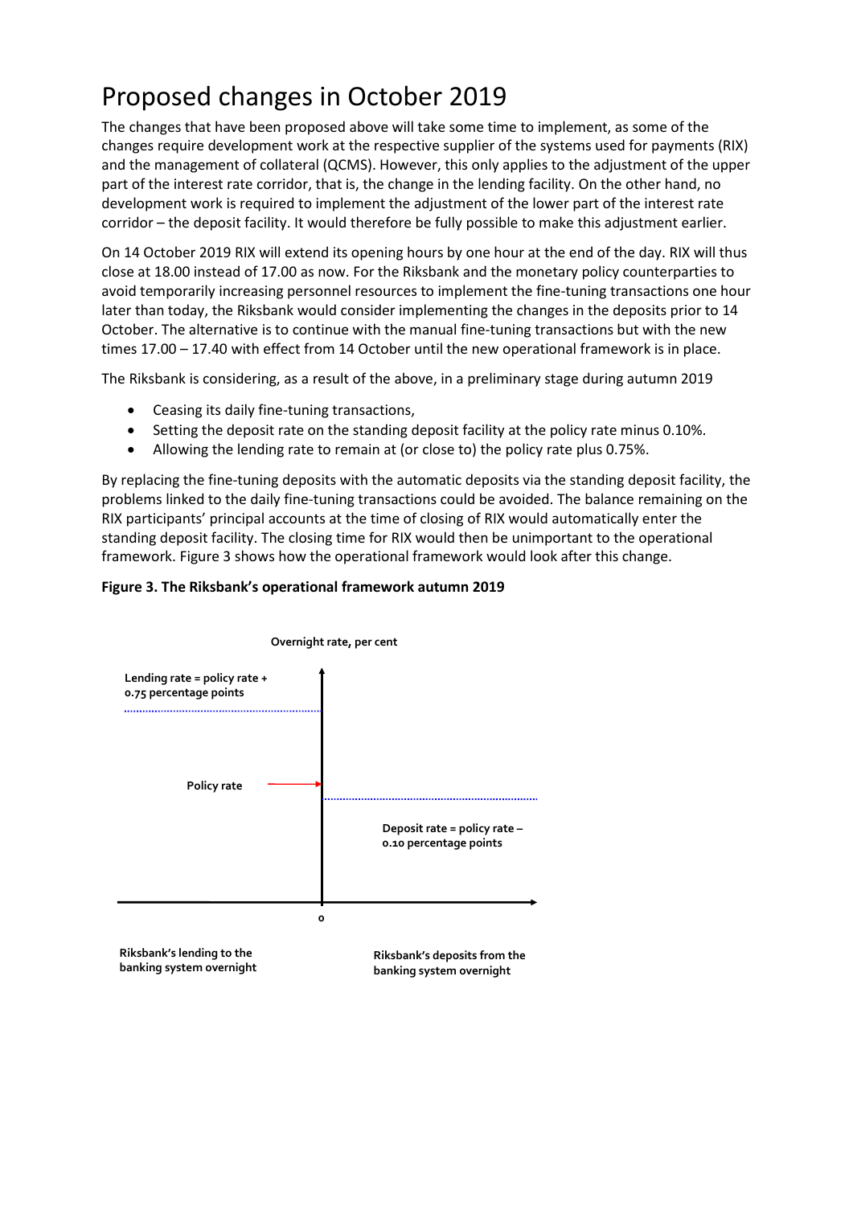# Proposed changes in October 2019

The changes that have been proposed above will take some time to implement, as some of the changes require development work at the respective supplier of the systems used for payments (RIX) and the management of collateral (QCMS). However, this only applies to the adjustment of the upper part of the interest rate corridor, that is, the change in the lending facility. On the other hand, no development work is required to implement the adjustment of the lower part of the interest rate corridor – the deposit facility. It would therefore be fully possible to make this adjustment earlier.

On 14 October 2019 RIX will extend its opening hours by one hour at the end of the day. RIX will thus close at 18.00 instead of 17.00 as now. For the Riksbank and the monetary policy counterparties to avoid temporarily increasing personnel resources to implement the fine-tuning transactions one hour later than today, the Riksbank would consider implementing the changes in the deposits prior to 14 October. The alternative is to continue with the manual fine-tuning transactions but with the new times 17.00 – 17.40 with effect from 14 October until the new operational framework is in place.

The Riksbank is considering, as a result of the above, in a preliminary stage during autumn 2019

- Ceasing its daily fine-tuning transactions,
- Setting the deposit rate on the standing deposit facility at the policy rate minus 0.10%.
- Allowing the lending rate to remain at (or close to) the policy rate plus 0.75%.

By replacing the fine-tuning deposits with the automatic deposits via the standing deposit facility, the problems linked to the daily fine-tuning transactions could be avoided. The balance remaining on the RIX participants' principal accounts at the time of closing of RIX would automatically enter the standing deposit facility. The closing time for RIX would then be unimportant to the operational framework. Figure 3 shows how the operational framework would look after this change.

**Figure 3. The Riksbank's operational framework autumn 2019**

Overnight rate, per cent

Lending rate = policy rate + 0.75 percentage points

Policy rate

Deposit rate = policy rate – 0.10 percentage points

0

Riksbank's lending to the banking system overnight

Riksbank's deposits from the banking system overnight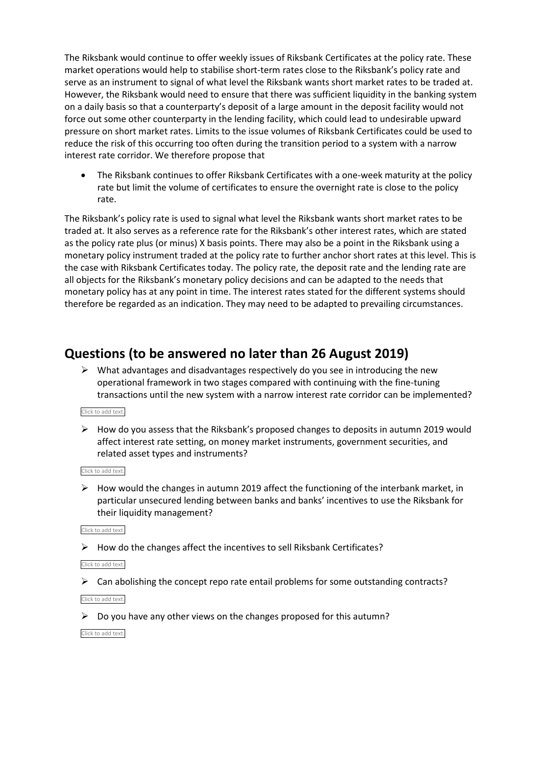The Riksbank would continue to offer weekly issues of Riksbank Certificates at the policy rate. These market operations would help to stabilise short-term rates close to the Riksbank's policy rate and serve as an instrument to signal of what level the Riksbank wants short market rates to be traded at. However, the Riksbank would need to ensure that there was sufficient liquidity in the banking system on a daily basis so that a counterparty's deposit of a large amount in the deposit facility would not force out some other counterparty in the lending facility, which could lead to undesirable upward pressure on short market rates. Limits to the issue volumes of Riksbank Certificates could be used to reduce the risk of this occurring too often during the transition period to a system with a narrow interest rate corridor. We therefore propose that

- The Riksbank continues to offer Riksbank Certificates with a one-week maturity at the policy rate but limit the volume of certificates to ensure the overnight rate is close to the policy rate.

The Riksbank's policy rate is used to signal what level the Riksbank wants short market rates to be traded at. It also serves as a reference rate for the Riksbank's other interest rates, which are stated as the policy rate plus (or minus) X basis points. There may also be a point in the Riksbank using a monetary policy instrument traded at the policy rate to further anchor short rates at this level. This is the case with Riksbank Certificates today. The policy rate, the deposit rate and the lending rate are all objects for the Riksbank's monetary policy decisions and can be adapted to the needs that monetary policy has at any point in time. The interest rates stated for the different systems should therefore be regarded as an indication. They may need to be adapted to prevailing circumstances.

## Questions (to be answered no later than 26 August 2019)

- What advantages and disadvantages respectively do you see in introducing the new operational framework in two stages compared with continuing with the fine-tuning transactions until the new system with a narrow interest rate corridor can be implemented?

Click to add text.

- How do you assess that the Riksbank's proposed changes to deposits in autumn 2019 would affect interest rate setting, on money market instruments, government securities, and related asset types and instruments?

Click to add text.

- How would the changes in autumn 2019 affect the functioning of the interbank market, in particular unsecured lending between banks and banks' incentives to use the Riksbank for their liquidity management?

Click to add text.

- How do the changes affect the incentives to sell Riksbank Certificates?

Click to add text.

- Can abolishing the concept repo rate entail problems for some outstanding contracts?

Click to add text.

- Do you have any other views on the changes proposed for this autumn?

Click to add text.